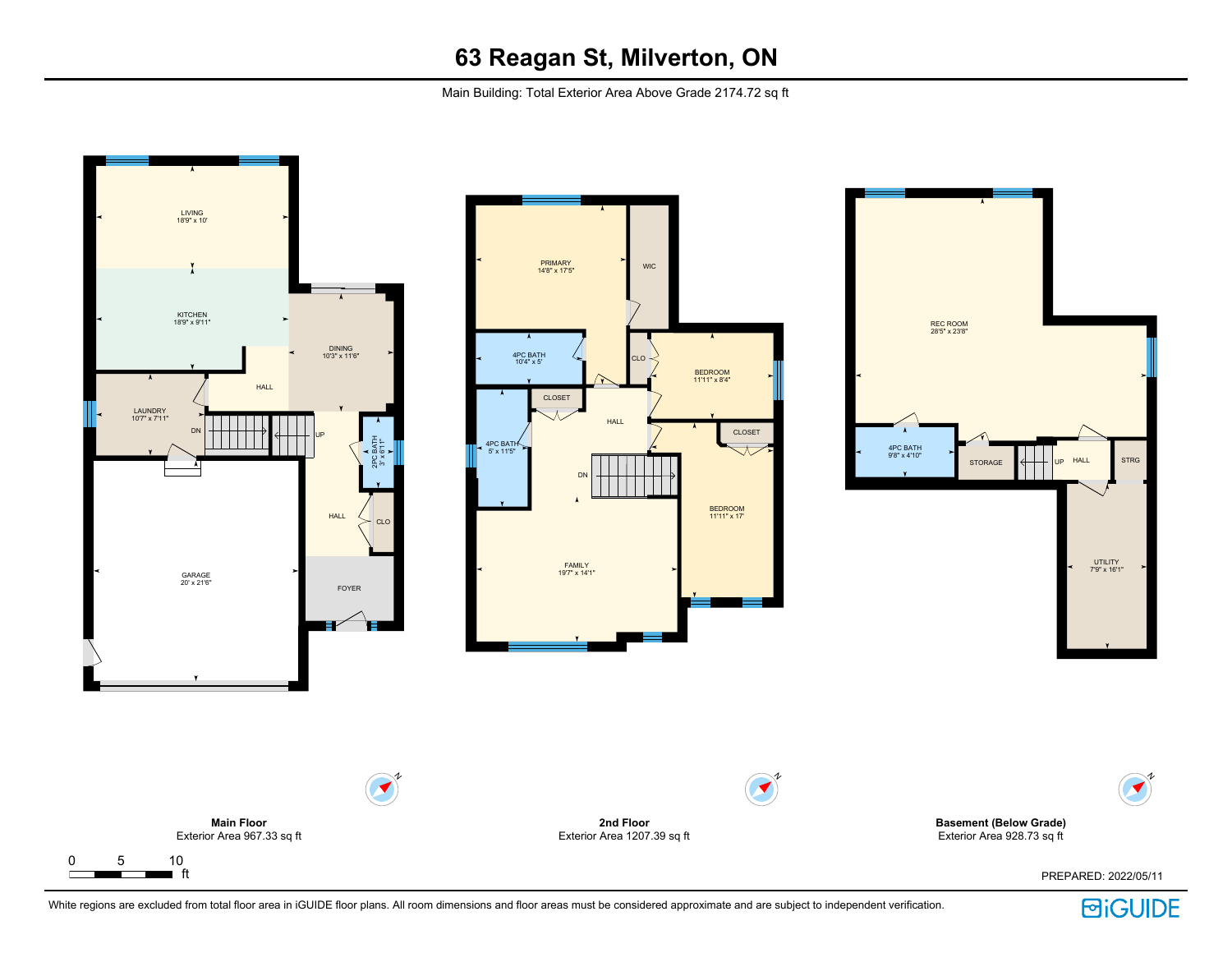# 63 Reagan St, Milverton, ON

Main Building: Total Exterior Area Above Grade 2174.72 sq ft

LIVING
18'9" x 10'

KITCHEN
18'9" x 9'11"

DINING
10'3" x 11'6"

HALL

LAUNDRY
10'7" x 7'11"

DN

UP

2PC BATH
3' x 6'11"

HALL

CLO

GARAGE
20' x 21'6"

FOYER

PRIMARY
14'8" x 17'5"

WIC

4PC BATH
10'4" x 5'

CLO

BEDROOM
11'11" x 8'4"

CLOSET

HALL

CLOSET

4PC BATH
5' x 11'5"

DN

BEDROOM
11'11" x 17'

FAMILY
19'7" x 14'1"

REC ROOM
28'5" x 23'8"

4PC BATH
9'8" x 4'10"

STORAGE

UP

HALL

STRG

UTILITY
7'9" x 16'1"

**Main Floor**
Exterior Area 967.33 sq ft

**2nd Floor**
Exterior Area 1207.39 sq ft

**Basement (Below Grade)**
Exterior Area 928.73 sq ft

0 5 10
ft

PREPARED: 2022/05/11

White regions are excluded from total floor area in iGUIDE floor plans. All room dimensions and floor areas must be considered approximate and are subject to independent verification.

iGUIDE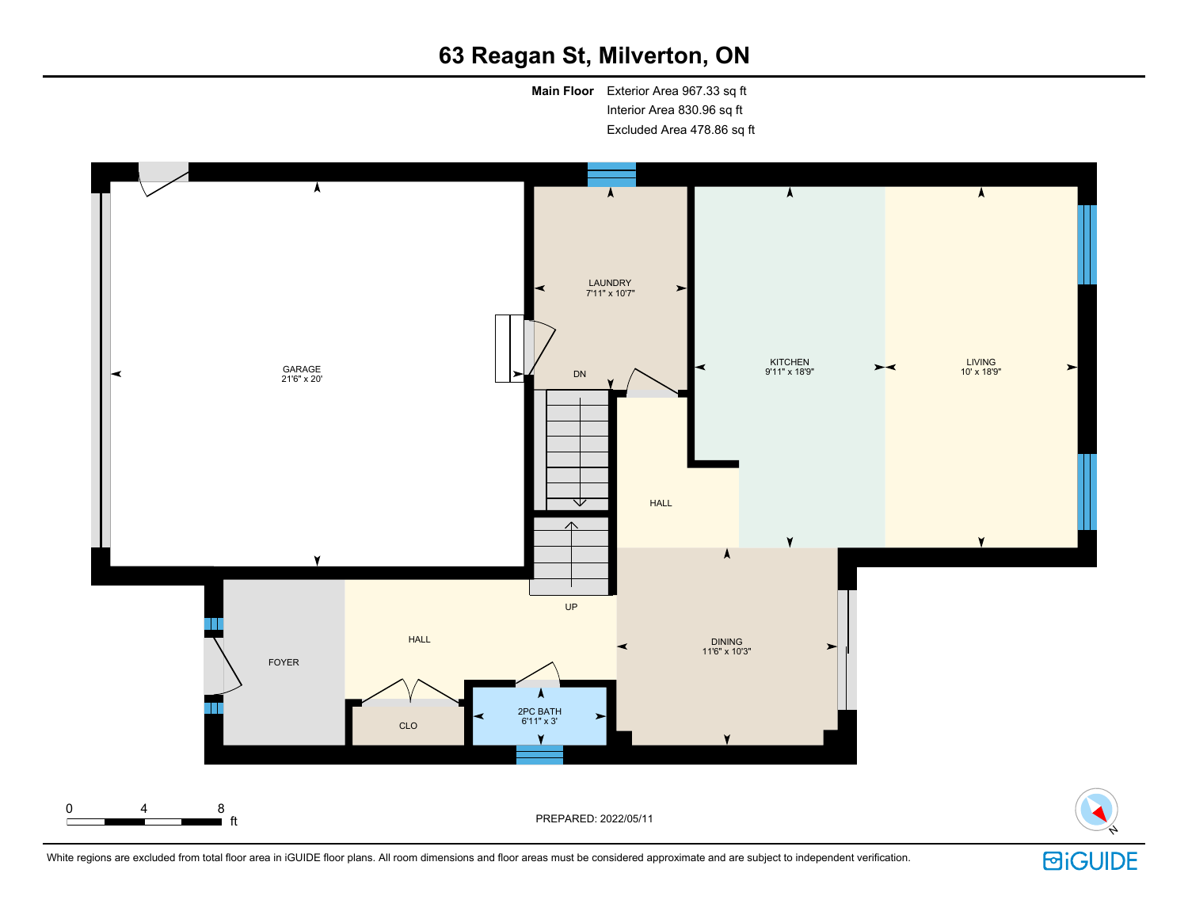# 63 Reagan St, Milverton, ON

**Main Floor** Exterior Area 967.33 sq ft
Interior Area 830.96 sq ft
Excluded Area 478.86 sq ft

GARAGE
21'6" x 20'

LAUNDRY
7'11" x 10'7"

KITCHEN
9'11" x 18'9"

LIVING
10' x 18'9"

DN

HALL

UP

FOYER

HALL

CLO

2PC BATH
6'11" x 3'

DINING
11'6" x 10'3"

0 4 8 ft

PREPARED: 2022/05/11

White regions are excluded from total floor area in iGUIDE floor plans. All room dimensions and floor areas must be considered approximate and are subject to independent verification.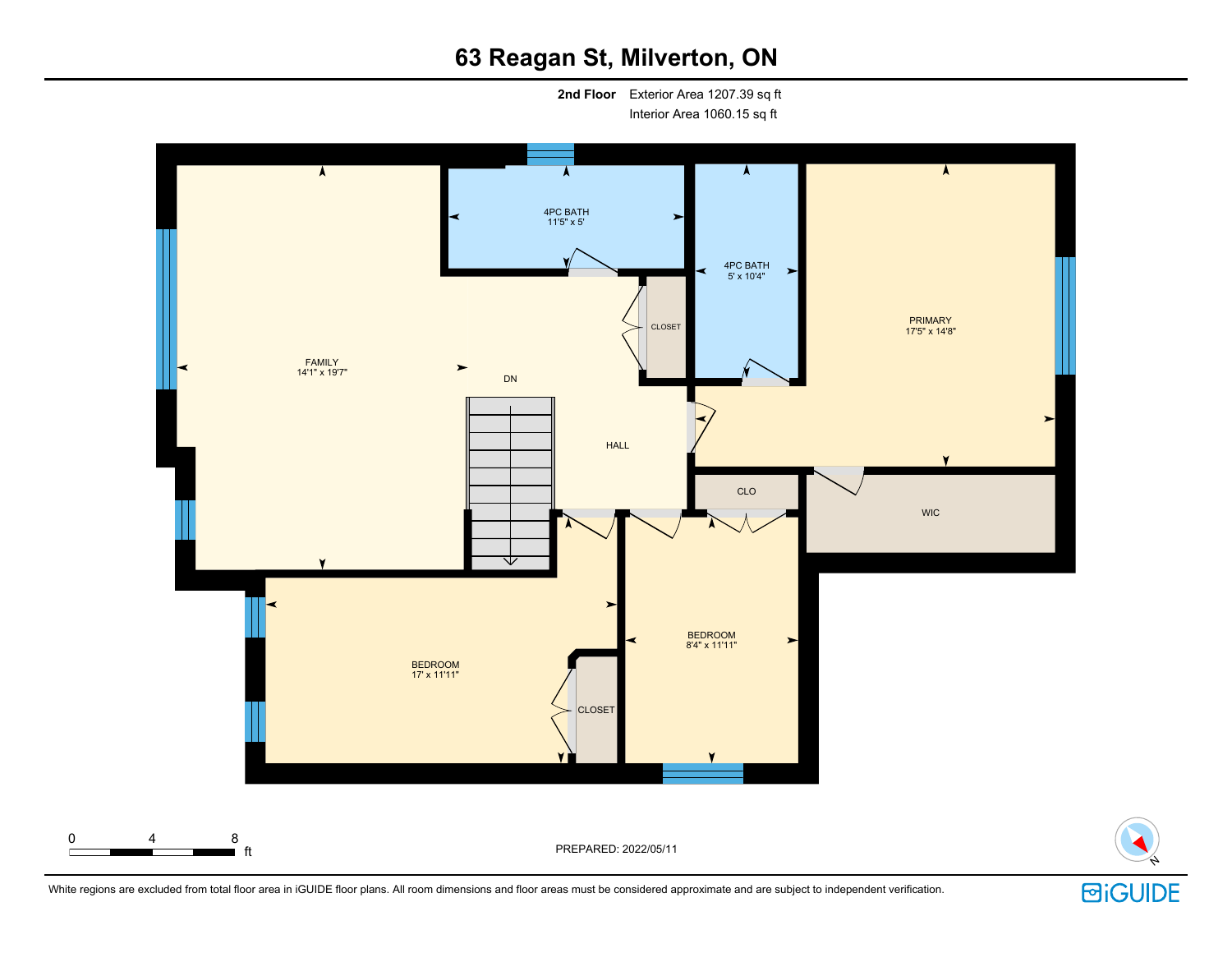# 63 Reagan St, Milverton, ON

**2nd Floor** Exterior Area 1207.39 sq ft
Interior Area 1060.15 sq ft

FAMILY
14'1" x 19'7"

4PC BATH
11'5" x 5'

4PC BATH
5' x 10'4"

PRIMARY
17'5" x 14'8"

CLOSET

DN

HALL

CLO

WIC

BEDROOM
17' x 11'11"

CLOSET

BEDROOM
8'4" x 11'11"

0 4 8 ft

PREPARED: 2022/05/11

White regions are excluded from total floor area in iGUIDE floor plans. All room dimensions and floor areas must be considered approximate and are subject to independent verification.

iGUIDE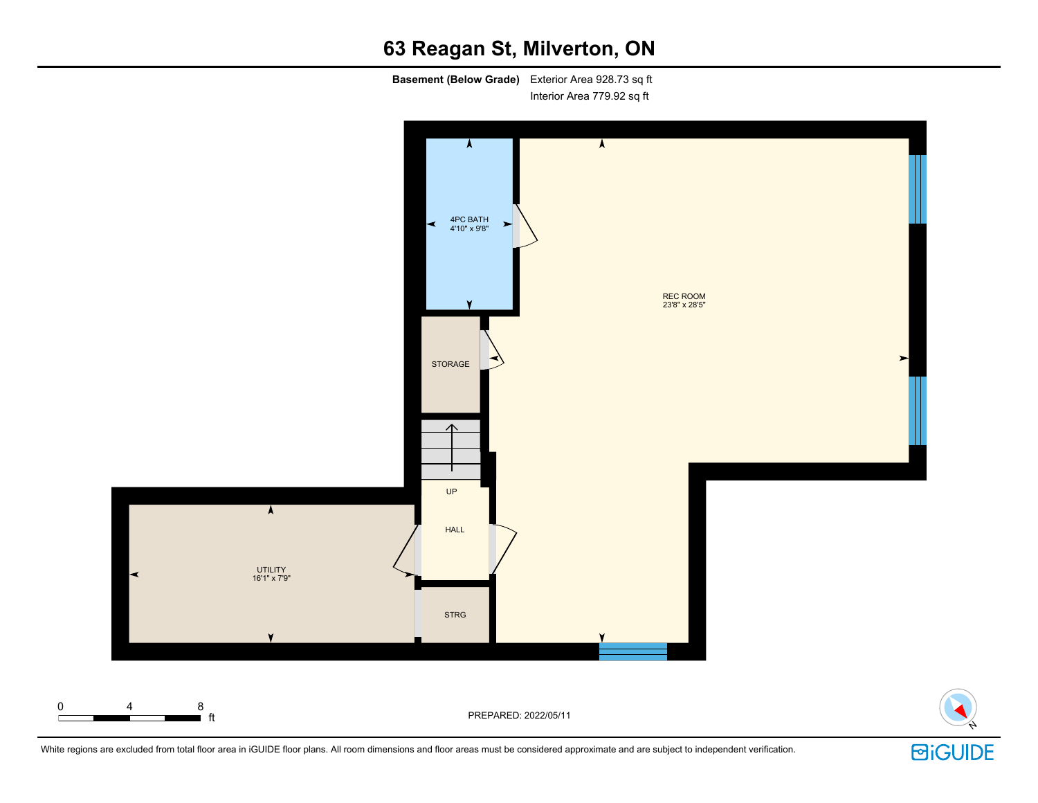# 63 Reagan St, Milverton, ON

**Basement (Below Grade)** Exterior Area 928.73 sq ft
Interior Area 779.92 sq ft

4PC BATH
4'10" x 9'8"

REC ROOM
23'8" x 28'5"

STORAGE

UP

HALL

UTILITY
16'1" x 7'9"

STRG

0 4 8 ft

PREPARED: 2022/05/11

White regions are excluded from total floor area in iGUIDE floor plans. All room dimensions and floor areas must be considered approximate and are subject to independent verification.

iGUIDE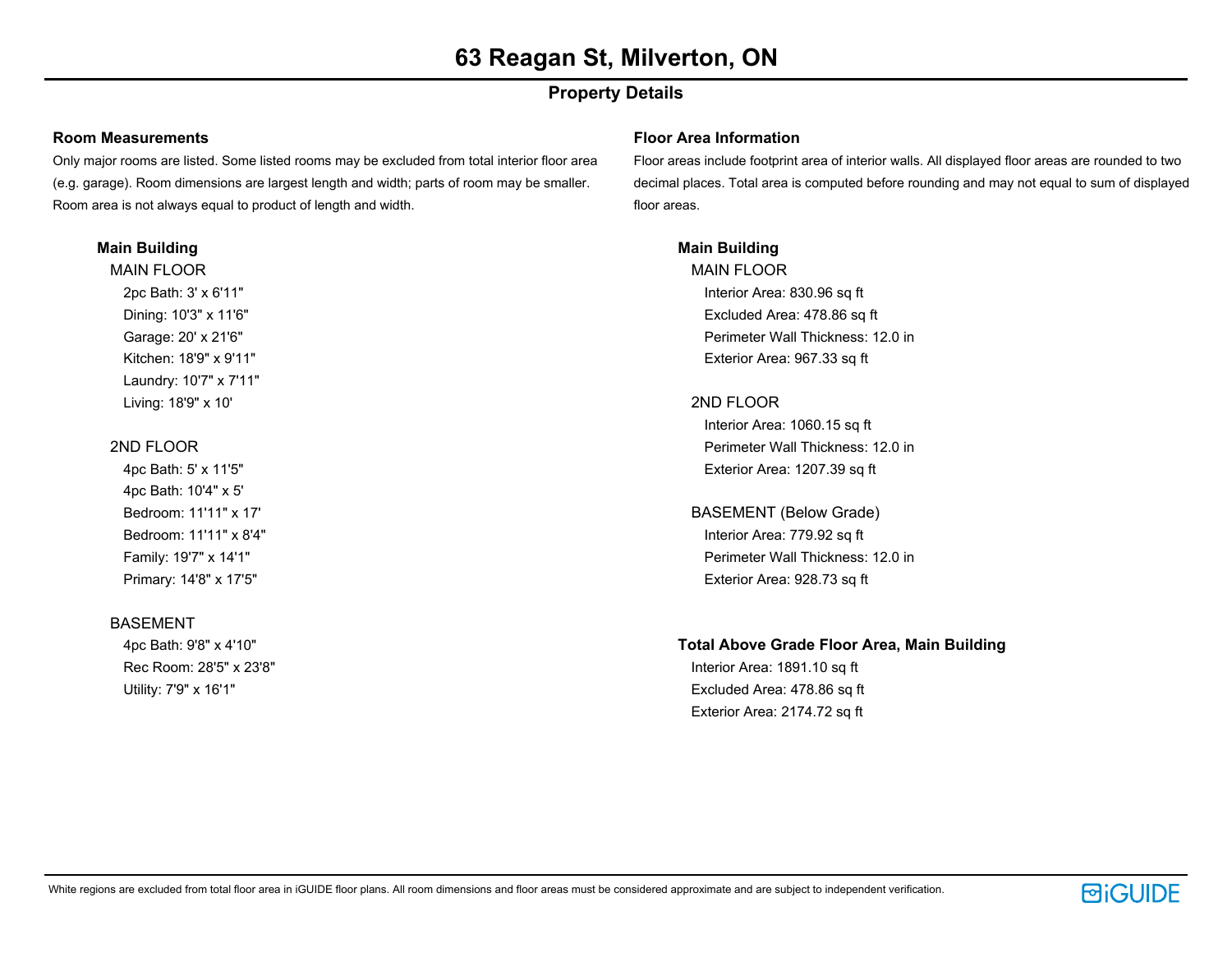# 63 Reagan St, Milverton, ON

## Property Details

### Room Measurements

Only major rooms are listed. Some listed rooms may be excluded from total interior floor area (e.g. garage). Room dimensions are largest length and width; parts of room may be smaller. Room area is not always equal to product of length and width.

**Main Building**

MAIN FLOOR

- 2pc Bath: 3' x 6'11"
- Dining: 10'3" x 11'6"
- Garage: 20' x 21'6"
- Kitchen: 18'9" x 9'11"
- Laundry: 10'7" x 7'11"
- Living: 18'9" x 10'

2ND FLOOR

- 4pc Bath: 5' x 11'5"
- 4pc Bath: 10'4" x 5'
- Bedroom: 11'11" x 17'
- Bedroom: 11'11" x 8'4"
- Family: 19'7" x 14'1"
- Primary: 14'8" x 17'5"

BASEMENT

- 4pc Bath: 9'8" x 4'10"
- Rec Room: 28'5" x 23'8"
- Utility: 7'9" x 16'1"

### Floor Area Information

Floor areas include footprint area of interior walls. All displayed floor areas are rounded to two decimal places. Total area is computed before rounding and may not equal to sum of displayed floor areas.

**Main Building**

MAIN FLOOR

- Interior Area: 830.96 sq ft
- Excluded Area: 478.86 sq ft
- Perimeter Wall Thickness: 12.0 in
- Exterior Area: 967.33 sq ft

2ND FLOOR

- Interior Area: 1060.15 sq ft
- Perimeter Wall Thickness: 12.0 in
- Exterior Area: 1207.39 sq ft

BASEMENT (Below Grade)

- Interior Area: 779.92 sq ft
- Perimeter Wall Thickness: 12.0 in
- Exterior Area: 928.73 sq ft

**Total Above Grade Floor Area, Main Building**

- Interior Area: 1891.10 sq ft
- Excluded Area: 478.86 sq ft
- Exterior Area: 2174.72 sq ft

White regions are excluded from total floor area in iGUIDE floor plans. All room dimensions and floor areas must be considered approximate and are subject to independent verification.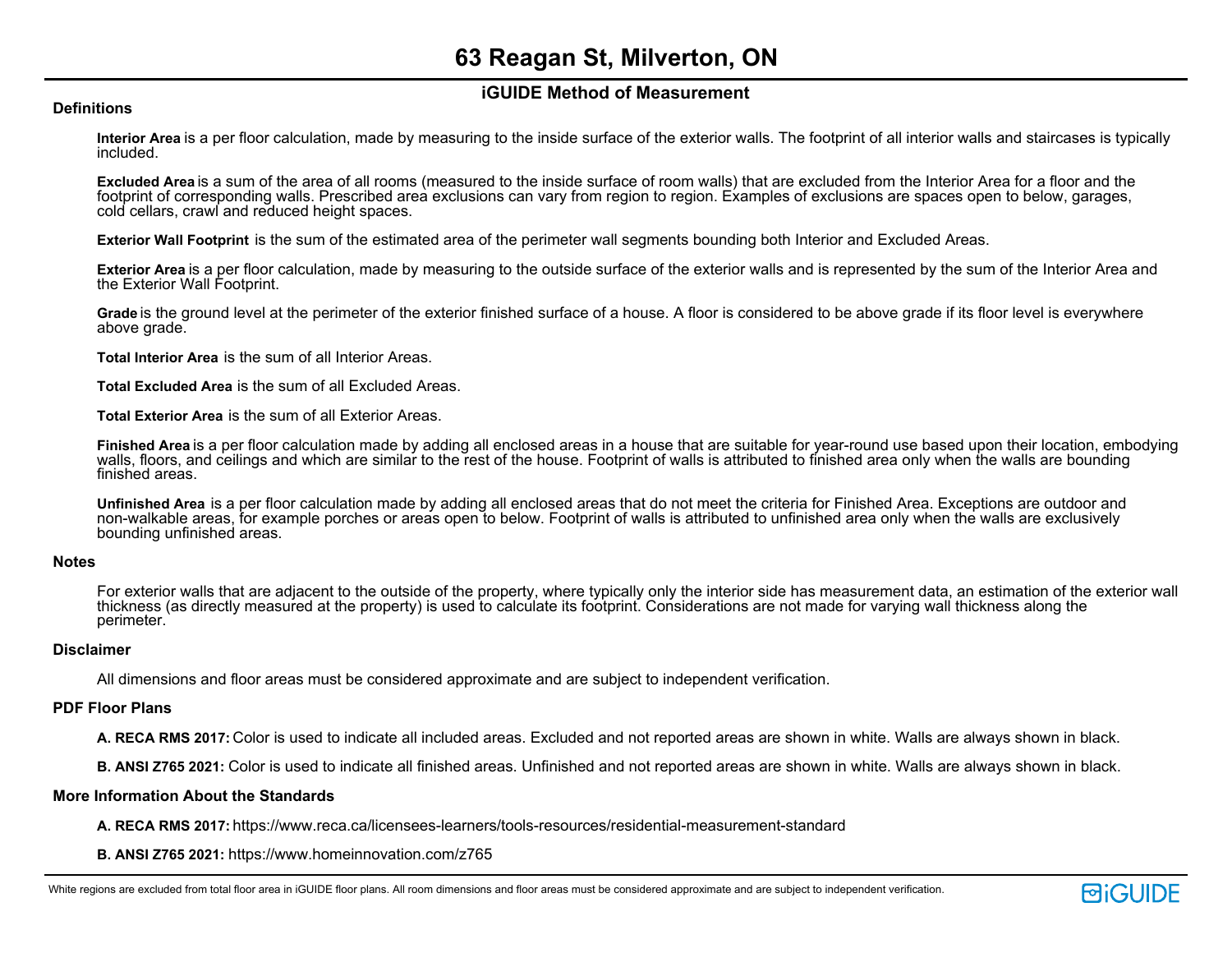# 63 Reagan St, Milverton, ON

## iGUIDE Method of Measurement

### Definitions

**Interior Area** is a per floor calculation, made by measuring to the inside surface of the exterior walls. The footprint of all interior walls and staircases is typically included.

**Excluded Area** is a sum of the area of all rooms (measured to the inside surface of room walls) that are excluded from the Interior Area for a floor and the footprint of corresponding walls. Prescribed area exclusions can vary from region to region. Examples of exclusions are spaces open to below, garages, cold cellars, crawl and reduced height spaces.

**Exterior Wall Footprint** is the sum of the estimated area of the perimeter wall segments bounding both Interior and Excluded Areas.

**Exterior Area** is a per floor calculation, made by measuring to the outside surface of the exterior walls and is represented by the sum of the Interior Area and the Exterior Wall Footprint.

**Grade** is the ground level at the perimeter of the exterior finished surface of a house. A floor is considered to be above grade if its floor level is everywhere above grade.

**Total Interior Area** is the sum of all Interior Areas.

**Total Excluded Area** is the sum of all Excluded Areas.

**Total Exterior Area** is the sum of all Exterior Areas.

**Finished Area** is a per floor calculation made by adding all enclosed areas in a house that are suitable for year-round use based upon their location, embodying walls, floors, and ceilings and which are similar to the rest of the house. Footprint of walls is attributed to finished area only when the walls are bounding finished areas.

**Unfinished Area** is a per floor calculation made by adding all enclosed areas that do not meet the criteria for Finished Area. Exceptions are outdoor and non-walkable areas, for example porches or areas open to below. Footprint of walls is attributed to unfinished area only when the walls are exclusively bounding unfinished areas.

### Notes

For exterior walls that are adjacent to the outside of the property, where typically only the interior side has measurement data, an estimation of the exterior wall thickness (as directly measured at the property) is used to calculate its footprint. Considerations are not made for varying wall thickness along the perimeter.

### Disclaimer

All dimensions and floor areas must be considered approximate and are subject to independent verification.

### PDF Floor Plans

**A. RECA RMS 2017:** Color is used to indicate all included areas. Excluded and not reported areas are shown in white. Walls are always shown in black.

**B. ANSI Z765 2021:** Color is used to indicate all finished areas. Unfinished and not reported areas are shown in white. Walls are always shown in black.

### More Information About the Standards

**A. RECA RMS 2017:** https://www.reca.ca/licensees-learners/tools-resources/residential-measurement-standard

**B. ANSI Z765 2021:** https://www.homeinnovation.com/z765